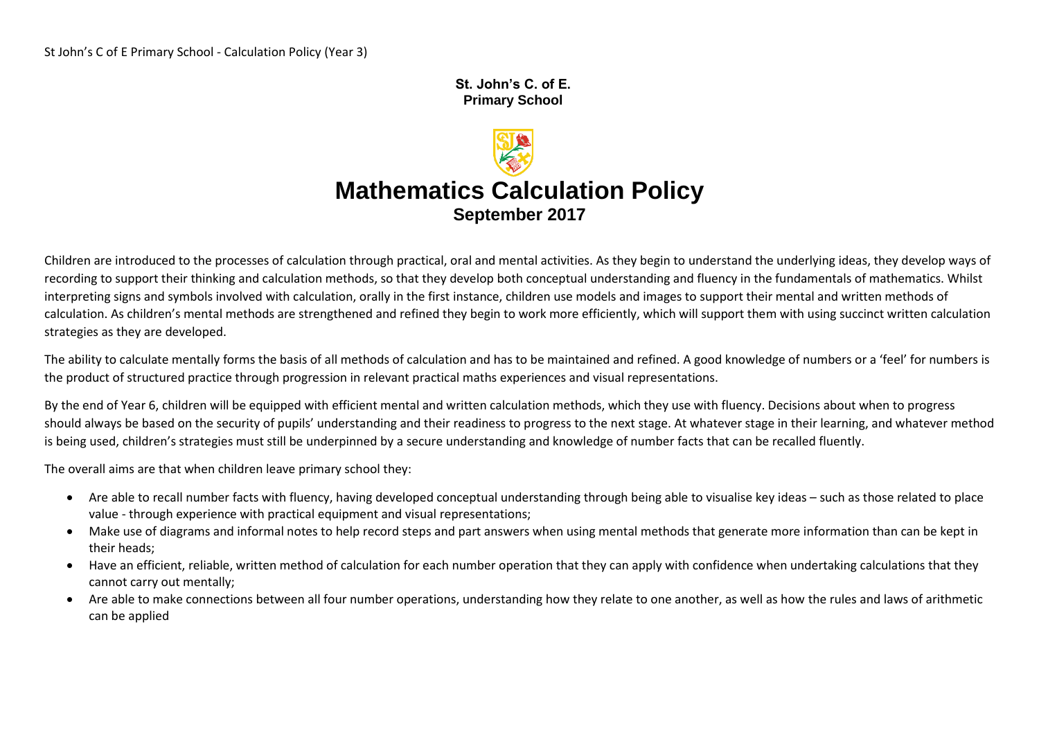**St. John's C. of E.**
**Primary School**

# Mathematics Calculation Policy

## September 2017

Children are introduced to the processes of calculation through practical, oral and mental activities. As they begin to understand the underlying ideas, they develop ways of recording to support their thinking and calculation methods, so that they develop both conceptual understanding and fluency in the fundamentals of mathematics. Whilst interpreting signs and symbols involved with calculation, orally in the first instance, children use models and images to support their mental and written methods of calculation. As children's mental methods are strengthened and refined they begin to work more efficiently, which will support them with using succinct written calculation strategies as they are developed.

The ability to calculate mentally forms the basis of all methods of calculation and has to be maintained and refined. A good knowledge of numbers or a 'feel' for numbers is the product of structured practice through progression in relevant practical maths experiences and visual representations.

By the end of Year 6, children will be equipped with efficient mental and written calculation methods, which they use with fluency. Decisions about when to progress should always be based on the security of pupils' understanding and their readiness to progress to the next stage. At whatever stage in their learning, and whatever method is being used, children's strategies must still be underpinned by a secure understanding and knowledge of number facts that can be recalled fluently.

The overall aims are that when children leave primary school they:

- Are able to recall number facts with fluency, having developed conceptual understanding through being able to visualise key ideas – such as those related to place value - through experience with practical equipment and visual representations;
- Make use of diagrams and informal notes to help record steps and part answers when using mental methods that generate more information than can be kept in their heads;
- Have an efficient, reliable, written method of calculation for each number operation that they can apply with confidence when undertaking calculations that they cannot carry out mentally;
- Are able to make connections between all four number operations, understanding how they relate to one another, as well as how the rules and laws of arithmetic can be applied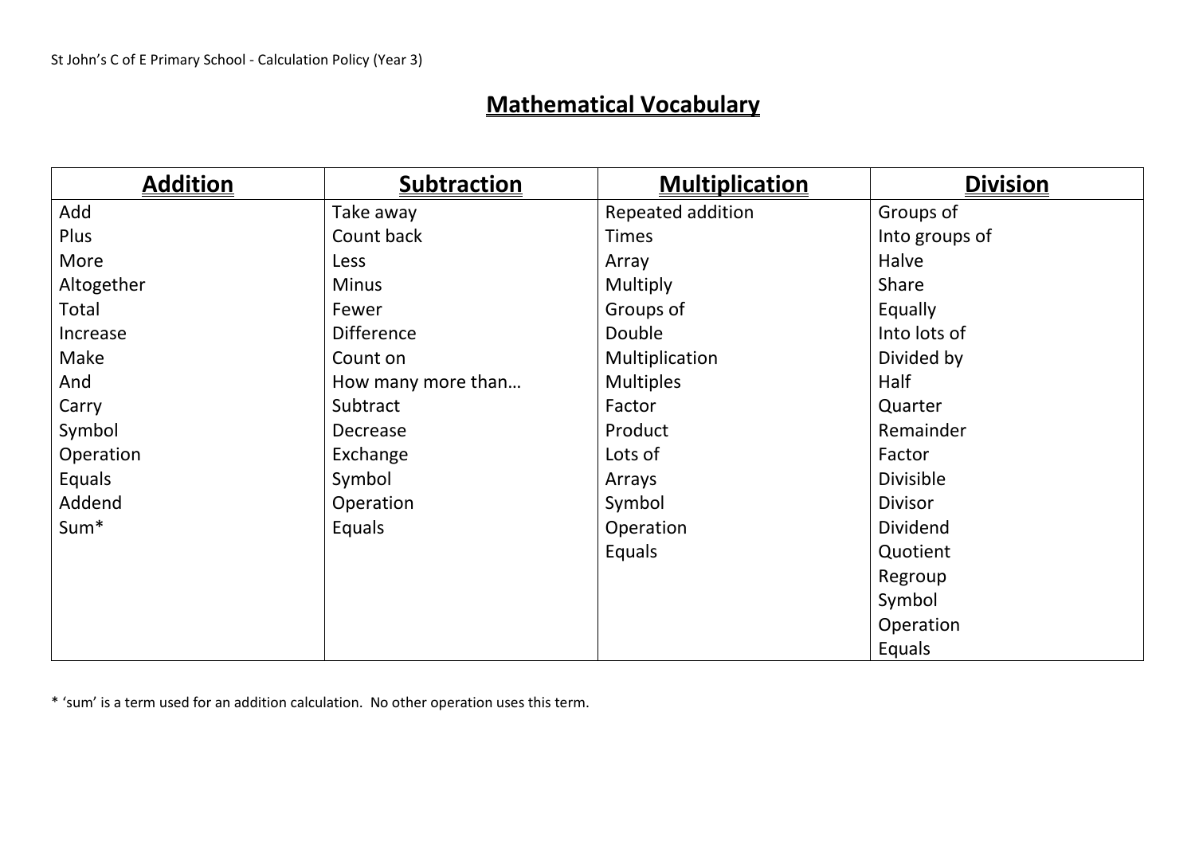# Mathematical Vocabulary

| Addition | Subtraction | Multiplication | Division |
| --- | --- | --- | --- |
| Add | Take away | Repeated addition | Groups of |
| Plus | Count back | Times | Into groups of |
| More | Less | Array | Halve |
| Altogether | Minus | Multiply | Share |
| Total | Fewer | Groups of | Equally |
| Increase | Difference | Double | Into lots of |
| Make | Count on | Multiplication | Divided by |
| And | How many more than… | Multiples | Half |
| Carry | Subtract | Factor | Quarter |
| Symbol | Decrease | Product | Remainder |
| Operation | Exchange | Lots of | Factor |
| Equals | Symbol | Arrays | Divisible |
| Addend | Operation | Symbol | Divisor |
| Sum* | Equals | Operation | Dividend |
| | | Equals | Quotient |
| | | | Regroup |
| | | | Symbol |
| | | | Operation |
| | | | Equals |

* 'sum' is a term used for an addition calculation. No other operation uses this term.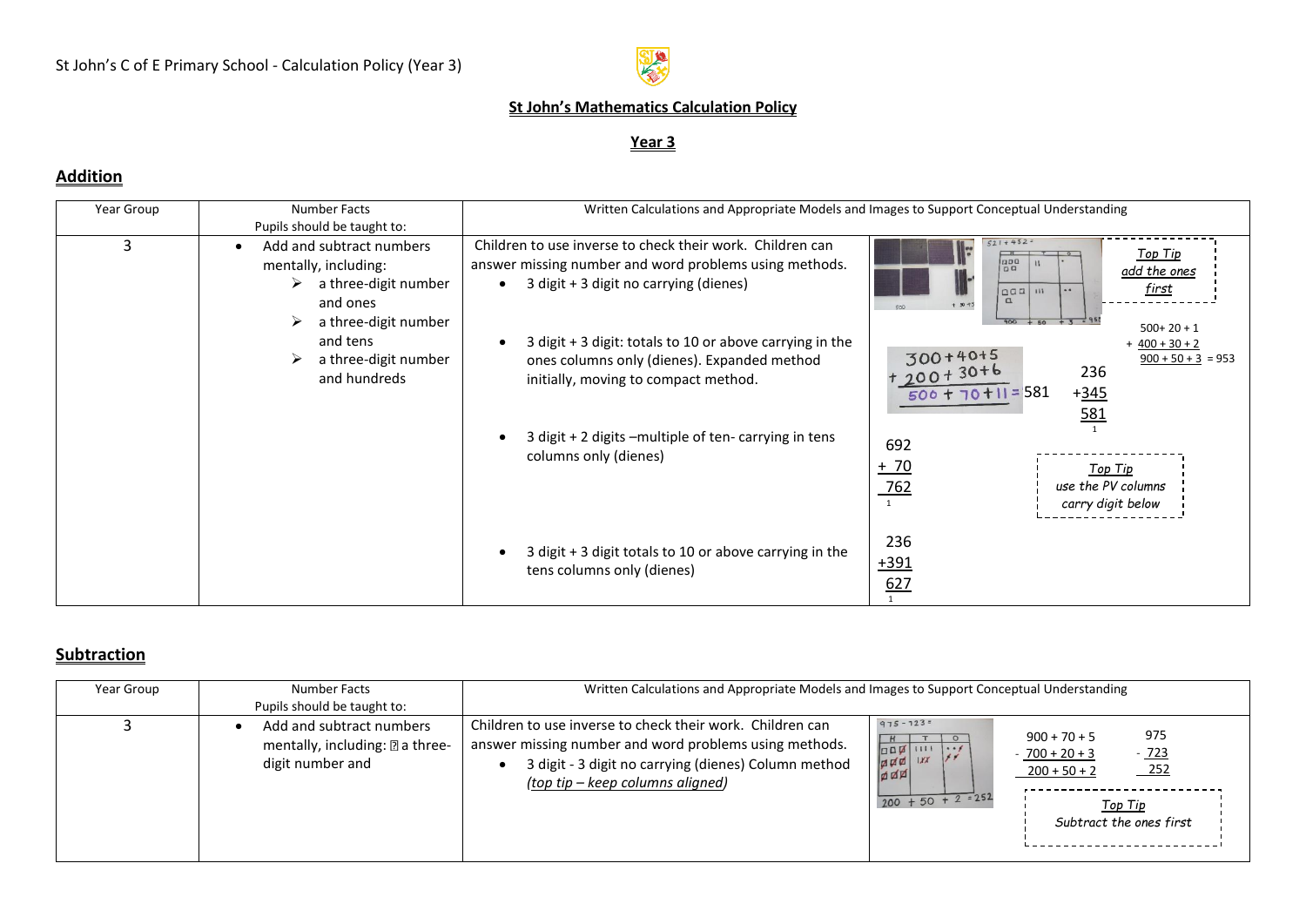St John's C of E Primary School - Calculation Policy (Year 3)

**St John's Mathematics Calculation Policy**

**Year 3**

## Addition

| Year Group | Number Facts<br>Pupils should be taught to: | Written Calculations and Appropriate Models and Images to Support Conceptual Understanding | |
|---|---|---|---|
| 3 | • Add and subtract numbers mentally, including:<br>➢ a three-digit number and ones<br>➢ a three-digit number and tens<br>➢ a three-digit number and hundreds | Children to use inverse to check their work. Children can answer missing number and word problems using methods.<br>• 3 digit + 3 digit no carrying (dienes) | 521 + 452 =<br>*Top Tip add the ones first*<br>500+ 20 + 1<br>+ 400 + 30 + 2<br>900 + 50 + 3 = 953 |
| | | • 3 digit + 3 digit: totals to 10 or above carrying in the ones columns only (dienes). Expanded method initially, moving to compact method. | 300 + 40 + 5<br>+ 200 + 30 + 6<br>500 + 70 + 11 = 581<br><br>236<br>+345<br>581<br>1 |
| | | • 3 digit + 2 digits –multiple of ten- carrying in tens columns only (dienes) | 692<br>+ 70<br>762<br>1<br>*Top Tip use the PV columns carry digit below* |
| | | • 3 digit + 3 digit totals to 10 or above carrying in the tens columns only (dienes) | 236<br>+391<br>627<br>1 |

## Subtraction

| Year Group | Number Facts<br>Pupils should be taught to: | Written Calculations and Appropriate Models and Images to Support Conceptual Understanding | |
|---|---|---|---|
| 3 | • Add and subtract numbers mentally, including: a three-digit number and | Children to use inverse to check their work. Children can answer missing number and word problems using methods.<br>• 3 digit - 3 digit no carrying (dienes) Column method *(top tip – keep columns aligned)* | 975 - 123 =<br>200 + 50 + 2 = 252<br><br>900 + 70 + 5<br>- 700 + 20 + 3<br>200 + 50 + 2<br><br>975<br>- 723<br>252<br><br>*Top Tip Subtract the ones first* |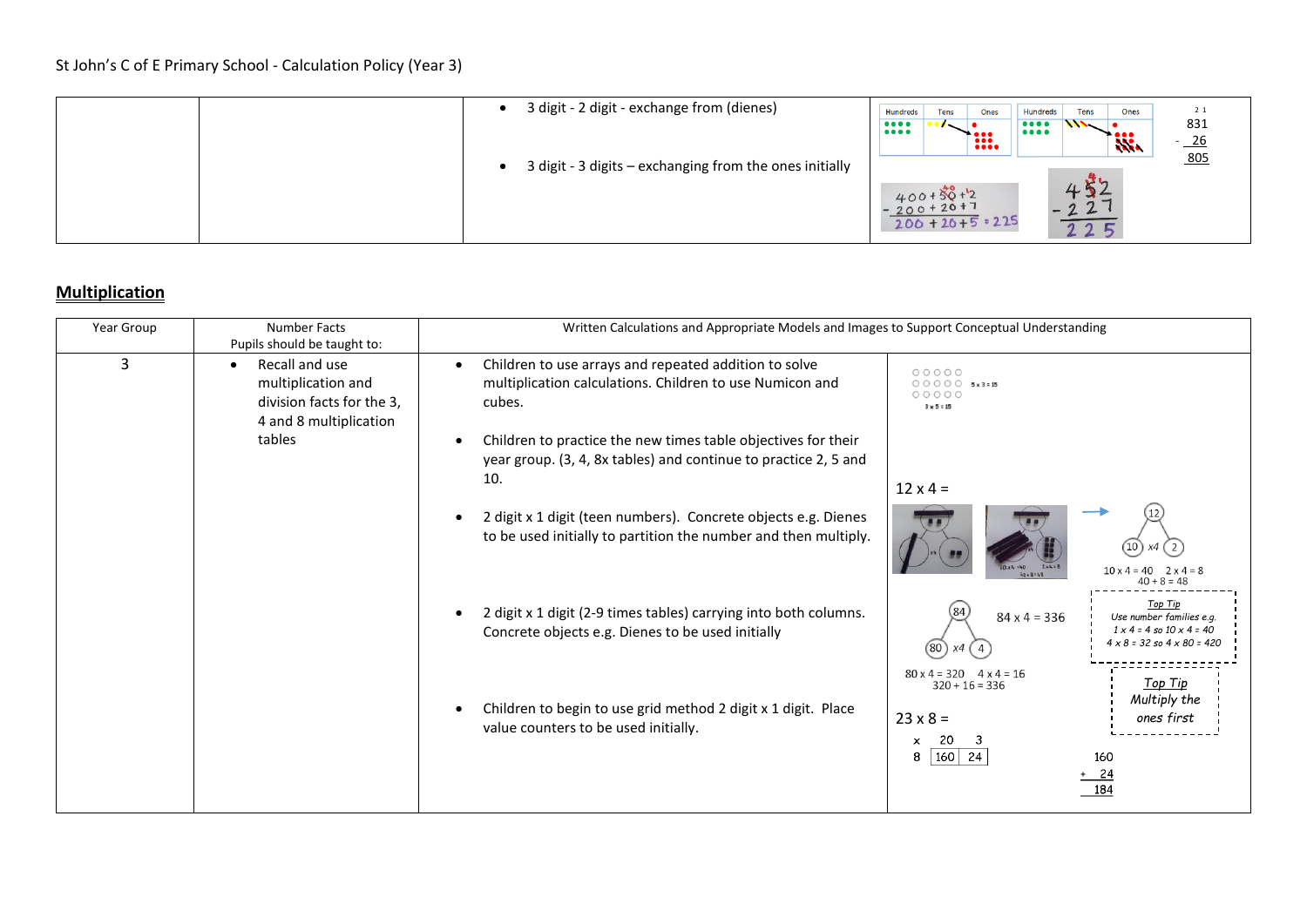St John's C of E Primary School - Calculation Policy (Year 3)

| | | | |
|---|---|---|---|
| | | • 3 digit - 2 digit - exchange from (dienes)<br><br>• 3 digit - 3 digits – exchanging from the ones initially | Hundreds / Tens / Ones<br>831<br>- 26<br>805<br><br>400 + 50 + 2<br>- 200 + 20 + 7<br>200 + 20 + 5 = 225<br><br>452<br>- 227<br>225 |

## Multiplication

| Year Group | Number Facts<br>Pupils should be taught to: | Written Calculations and Appropriate Models and Images to Support Conceptual Understanding | |
|---|---|---|---|
| 3 | • Recall and use multiplication and division facts for the 3, 4 and 8 multiplication tables | • Children to use arrays and repeated addition to solve multiplication calculations. Children to use Numicon and cubes.<br><br>• Children to practice the new times table objectives for their year group. (3, 4, 8x tables) and continue to practice 2, 5 and 10.<br><br>• 2 digit x 1 digit (teen numbers). Concrete objects e.g. Dienes to be used initially to partition the number and then multiply.<br><br>• 2 digit x 1 digit (2-9 times tables) carrying into both columns. Concrete objects e.g. Dienes to be used initially<br><br>• Children to begin to use grid method 2 digit x 1 digit. Place value counters to be used initially. | 5 x 3 = 15<br>3 x 5 = 15<br><br>12 x 4 =<br>12 → 10 x4 2<br>10 x 4 = 40 2 x 4 = 8<br>40 + 8 = 48<br><br>84 → 80 x4 4<br>84 x 4 = 336<br>80 x 4 = 320 4 x 4 = 16<br>320 + 16 = 336<br><br>*Top Tip*<br>*Use number families e.g.*<br>*1 x 4 = 4 so 10 x 4 = 40*<br>*4 x 8 = 32 so 4 x 80 = 420*<br><br>*Top Tip*<br>*Multiply the ones first*<br><br>23 x 8 =<br><br>| x | 20 | 3 |<br>| 8 | 160 | 24 |<br><br>160<br>+ 24<br>184 |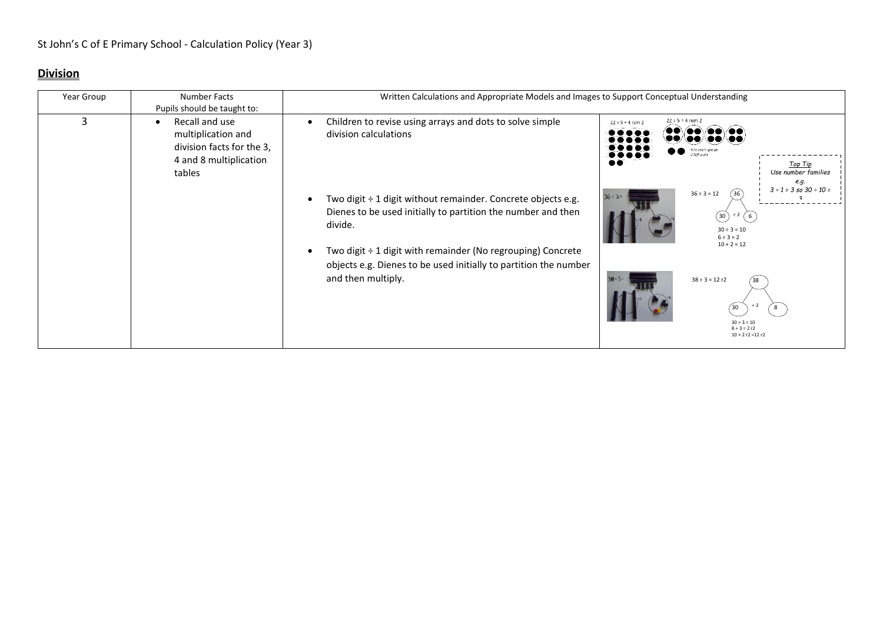St John's C of E Primary School - Calculation Policy (Year 3)

## **Division**

| Year Group | Number Facts<br>Pupils should be taught to: | Written Calculations and Appropriate Models and Images to Support Conceptual Understanding | |
|---|---|---|---|
| 3 | • Recall and use multiplication and division facts for the 3, 4 and 8 multiplication tables | • Children to revise using arrays and dots to solve simple division calculations | $22 \div 5 = 4$ rem 2<br>$22 \div 5 = 4$ rem 2<br>4 in each group<br>2 left over<br>*Top Tip*<br>*Use number families e.g.*<br>*$3 \div 1 = 3$ so $30 \div 10 = 3$* |
| | | • Two digit ÷ 1 digit without remainder. Concrete objects e.g. Dienes to be used initially to partition the number and then divide. | $36 \div 3 =$<br>$36 \div 3 = 12$<br>36 → 30, 6 ($\div 3$)<br>$30 \div 3 = 10$<br>$6 \div 3 = 2$<br>$10 + 2 = 12$ |
| | | • Two digit ÷ 1 digit with remainder (No regrouping) Concrete objects e.g. Dienes to be used initially to partition the number and then multiply. | $38 \div 3 =$<br>$38 \div 3 = 12$ r2<br>38 → 30, 8 ($\div 3$)<br>$30 \div 3 = 10$<br>$8 \div 3 = 2$ r2<br>$10 + 2$ r2 $= 12$ r2 |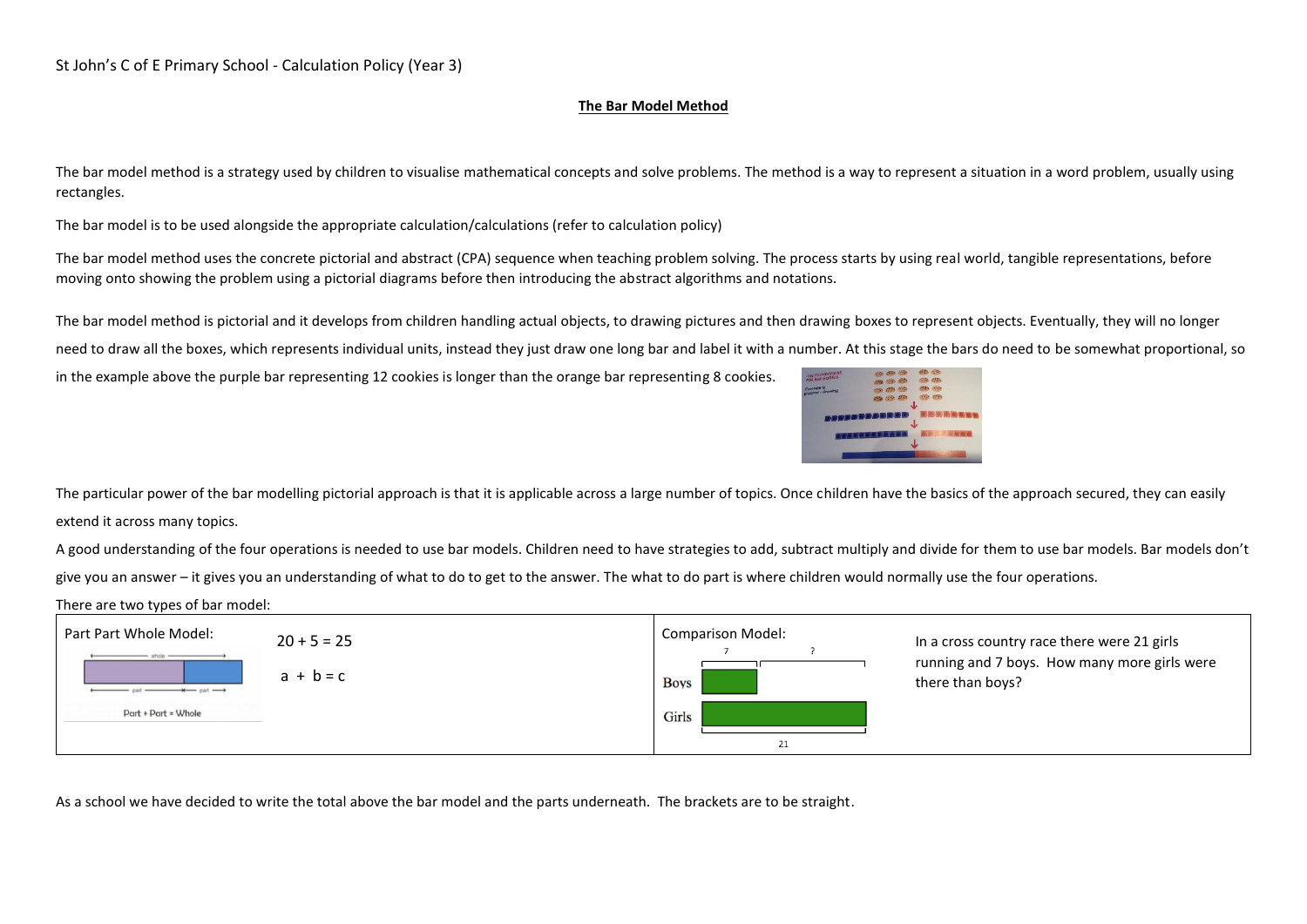St John's C of E Primary School - Calculation Policy (Year 3)

## The Bar Model Method

The bar model method is a strategy used by children to visualise mathematical concepts and solve problems. The method is a way to represent a situation in a word problem, usually using rectangles.

The bar model is to be used alongside the appropriate calculation/calculations (refer to calculation policy)

The bar model method uses the concrete pictorial and abstract (CPA) sequence when teaching problem solving. The process starts by using real world, tangible representations, before moving onto showing the problem using a pictorial diagrams before then introducing the abstract algorithms and notations.

The bar model method is pictorial and it develops from children handling actual objects, to drawing pictures and then drawing boxes to represent objects. Eventually, they will no longer need to draw all the boxes, which represents individual units, instead they just draw one long bar and label it with a number. At this stage the bars do need to be somewhat proportional, so in the example above the purple bar representing 12 cookies is longer than the orange bar representing 8 cookies.

The particular power of the bar modelling pictorial approach is that it is applicable across a large number of topics. Once children have the basics of the approach secured, they can easily extend it across many topics.

A good understanding of the four operations is needed to use bar models. Children need to have strategies to add, subtract multiply and divide for them to use bar models. Bar models don't give you an answer – it gives you an understanding of what to do to get to the answer. The what to do part is where children would normally use the four operations.

There are two types of bar model:

| | |
|---|---|
| Part Part Whole Model: <br> whole <br> part part <br> Part + Part = Whole <br> 20 + 5 = 25 <br> a + b = c | Comparison Model: <br> 7 ? <br> Boys <br> Girls <br> 21 <br> In a cross country race there were 21 girls running and 7 boys. How many more girls were there than boys? |

As a school we have decided to write the total above the bar model and the parts underneath. The brackets are to be straight.